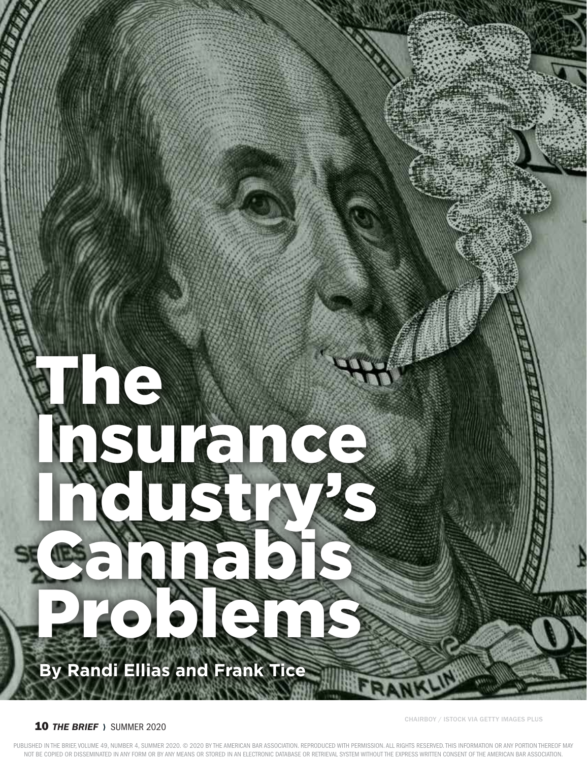# The Insurance Industry's Cannabis Problems

**By Randi Ellias and Frank Tice**

CHAIRBOY / ISTOCK VIA GETTY IMAGES PLUS

PUBLISHED IN THE BRIEF, VOLUME 49, NUMBER 4, SUMMER 2020. © 2020 BY THE AMERICAN BAR ASSOCIATION. REPRODUCED WITH PERMISSION. ALL RIGHTS RESERVED. THIS INFORMATION OR ANY PORTION THEREOF MAY NOT BE COPIED OR DISSEMINATED IN ANY FORM OR BY ANY MEANS OR STORED IN AN ELECTRONIC DATABASE OR RETRIEVAL SYSTEM WITHOUT THE EXPRESS WRITTEN CONSENT OF THE AMERICAN BAR ASSOCIATION.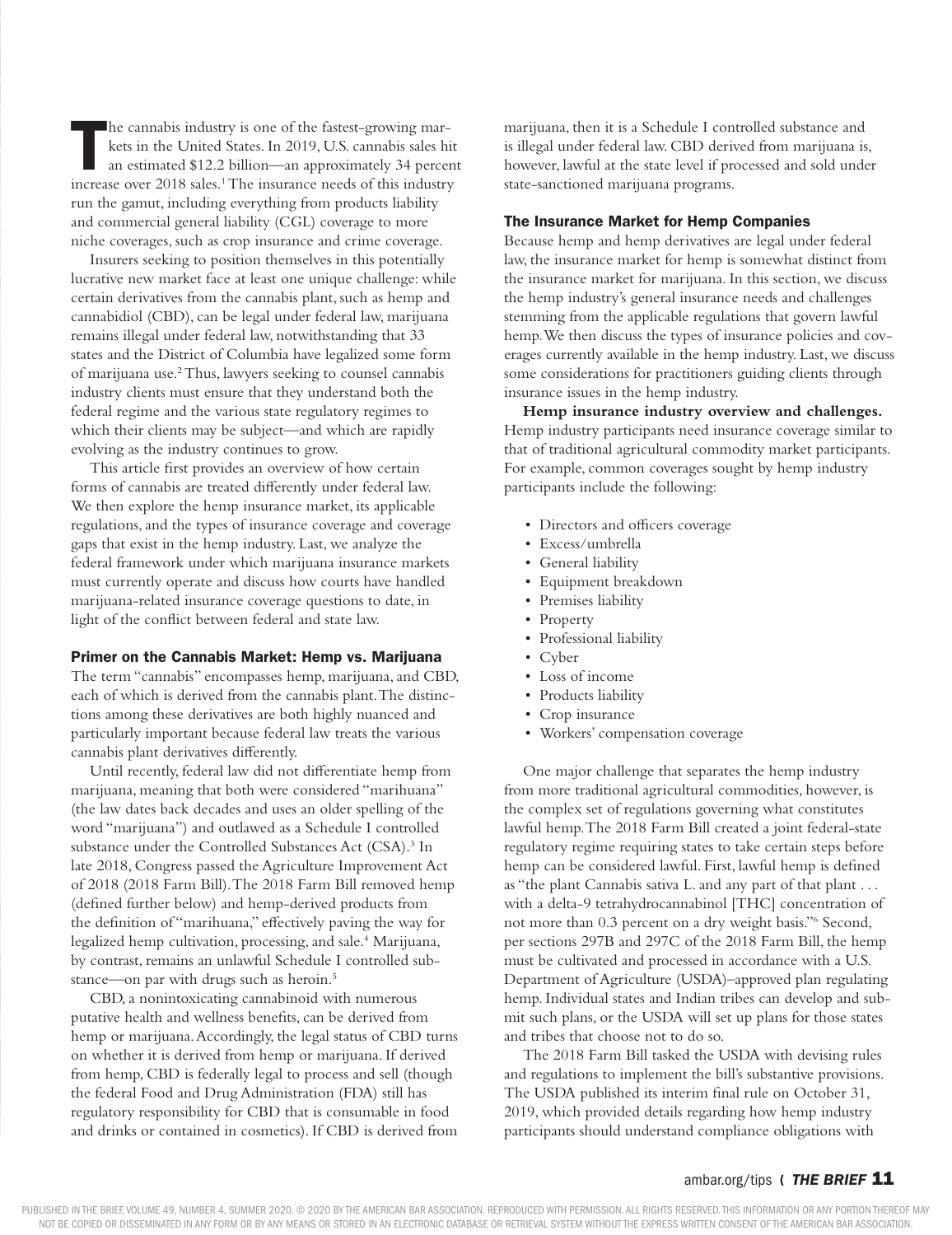The cannabis industry is one of the fastest-growing markets in the United States. In 2019, U.S. cannabis sales hit an estimated $12.2 billion—an approximately 34 percent increase over 2018 sales.[1] The insurance needs of this industry run the gamut, including everything from products liability and commercial general liability (CGL) coverage to more niche coverages, such as crop insurance and crime coverage.

Insurers seeking to position themselves in this potentially lucrative new market face at least one unique challenge: while certain derivatives from the cannabis plant, such as hemp and cannabidiol (CBD), can be legal under federal law, marijuana remains illegal under federal law, notwithstanding that 33 states and the District of Columbia have legalized some form of marijuana use.[2] Thus, lawyers seeking to counsel cannabis industry clients must ensure that they understand both the federal regime and the various state regulatory regimes to which their clients may be subject—and which are rapidly evolving as the industry continues to grow.

This article first provides an overview of how certain forms of cannabis are treated differently under federal law. We then explore the hemp insurance market, its applicable regulations, and the types of insurance coverage and coverage gaps that exist in the hemp industry. Last, we analyze the federal framework under which marijuana insurance markets must currently operate and discuss how courts have handled marijuana-related insurance coverage questions to date, in light of the conflict between federal and state law.

## Primer on the Cannabis Market: Hemp vs. Marijuana

The term "cannabis" encompasses hemp, marijuana, and CBD, each of which is derived from the cannabis plant. The distinctions among these derivatives are both highly nuanced and particularly important because federal law treats the various cannabis plant derivatives differently.

Until recently, federal law did not differentiate hemp from marijuana, meaning that both were considered "marihuana" (the law dates back decades and uses an older spelling of the word "marijuana") and outlawed as a Schedule I controlled substance under the Controlled Substances Act (CSA).[3] In late 2018, Congress passed the Agriculture Improvement Act of 2018 (2018 Farm Bill). The 2018 Farm Bill removed hemp (defined further below) and hemp-derived products from the definition of "marihuana," effectively paving the way for legalized hemp cultivation, processing, and sale.[4] Marijuana, by contrast, remains an unlawful Schedule I controlled substance—on par with drugs such as heroin.[5]

CBD, a nonintoxicating cannabinoid with numerous putative health and wellness benefits, can be derived from hemp or marijuana. Accordingly, the legal status of CBD turns on whether it is derived from hemp or marijuana. If derived from hemp, CBD is federally legal to process and sell (though the federal Food and Drug Administration (FDA) still has regulatory responsibility for CBD that is consumable in food and drinks or contained in cosmetics). If CBD is derived from marijuana, then it is a Schedule I controlled substance and is illegal under federal law. CBD derived from marijuana is, however, lawful at the state level if processed and sold under state-sanctioned marijuana programs.

## The Insurance Market for Hemp Companies

Because hemp and hemp derivatives are legal under federal law, the insurance market for hemp is somewhat distinct from the insurance market for marijuana. In this section, we discuss the hemp industry's general insurance needs and challenges stemming from the applicable regulations that govern lawful hemp. We then discuss the types of insurance policies and coverages currently available in the hemp industry. Last, we discuss some considerations for practitioners guiding clients through insurance issues in the hemp industry.

**Hemp insurance industry overview and challenges.** Hemp industry participants need insurance coverage similar to that of traditional agricultural commodity market participants. For example, common coverages sought by hemp industry participants include the following:

- Directors and officers coverage
- Excess/umbrella
- General liability
- Equipment breakdown
- Premises liability
- Property
- Professional liability
- Cyber
- Loss of income
- Products liability
- Crop insurance
- Workers' compensation coverage

One major challenge that separates the hemp industry from more traditional agricultural commodities, however, is the complex set of regulations governing what constitutes lawful hemp. The 2018 Farm Bill created a joint federal-state regulatory regime requiring states to take certain steps before hemp can be considered lawful. First, lawful hemp is defined as "the plant Cannabis sativa L. and any part of that plant . . . with a delta-9 tetrahydrocannabinol [THC] concentration of not more than 0.3 percent on a dry weight basis."[6] Second, per sections 297B and 297C of the 2018 Farm Bill, the hemp must be cultivated and processed in accordance with a U.S. Department of Agriculture (USDA)–approved plan regulating hemp. Individual states and Indian tribes can develop and submit such plans, or the USDA will set up plans for those states and tribes that choose not to do so.

The 2018 Farm Bill tasked the USDA with devising rules and regulations to implement the bill's substantive provisions. The USDA published its interim final rule on October 31, 2019, which provided details regarding how hemp industry participants should understand compliance obligations with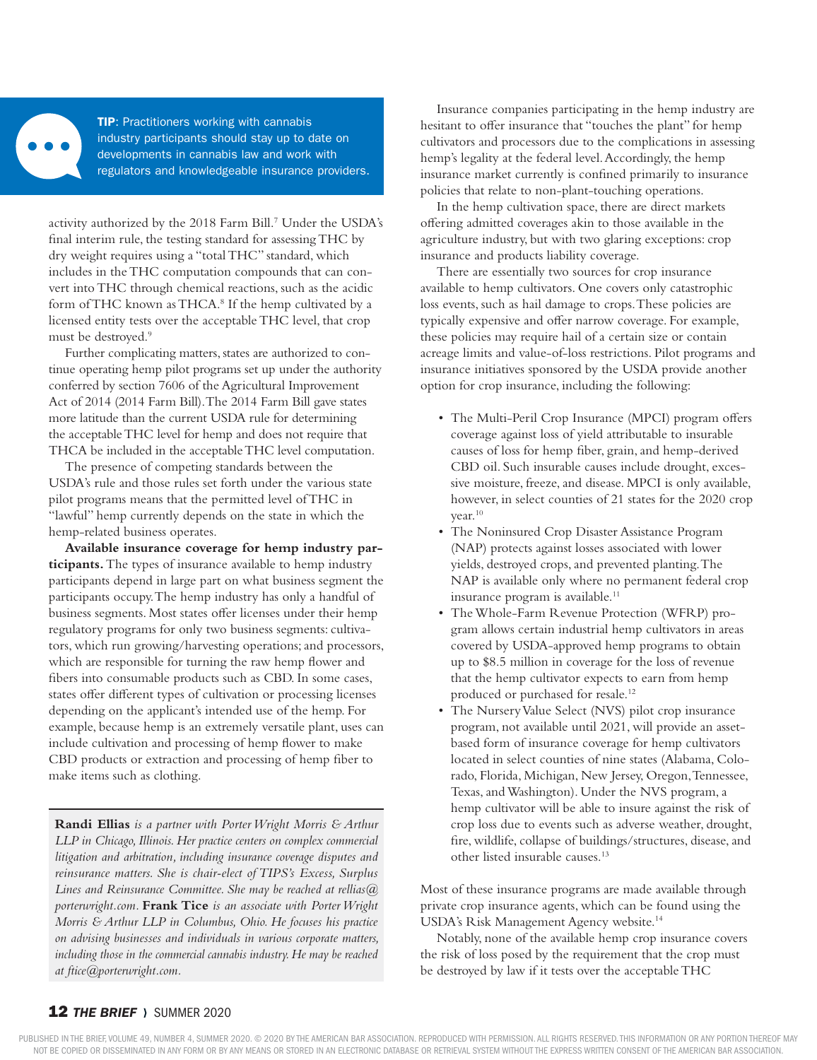**TIP**: Practitioners working with cannabis industry participants should stay up to date on developments in cannabis law and work with regulators and knowledgeable insurance providers.

activity authorized by the 2018 Farm Bill.[7] Under the USDA's final interim rule, the testing standard for assessing THC by dry weight requires using a "total THC" standard, which includes in the THC computation compounds that can convert into THC through chemical reactions, such as the acidic form of THC known as THCA.[8] If the hemp cultivated by a licensed entity tests over the acceptable THC level, that crop must be destroyed.[9]

Further complicating matters, states are authorized to continue operating hemp pilot programs set up under the authority conferred by section 7606 of the Agricultural Improvement Act of 2014 (2014 Farm Bill). The 2014 Farm Bill gave states more latitude than the current USDA rule for determining the acceptable THC level for hemp and does not require that THCA be included in the acceptable THC level computation.

The presence of competing standards between the USDA's rule and those rules set forth under the various state pilot programs means that the permitted level of THC in "lawful" hemp currently depends on the state in which the hemp-related business operates.

**Available insurance coverage for hemp industry participants.** The types of insurance available to hemp industry participants depend in large part on what business segment the participants occupy. The hemp industry has only a handful of business segments. Most states offer licenses under their hemp regulatory programs for only two business segments: cultivators, which run growing/harvesting operations; and processors, which are responsible for turning the raw hemp flower and fibers into consumable products such as CBD. In some cases, states offer different types of cultivation or processing licenses depending on the applicant's intended use of the hemp. For example, because hemp is an extremely versatile plant, uses can include cultivation and processing of hemp flower to make CBD products or extraction and processing of hemp fiber to make items such as clothing.

**Randi Ellias** *is a partner with Porter Wright Morris & Arthur LLP in Chicago, Illinois. Her practice centers on complex commercial litigation and arbitration, including insurance coverage disputes and reinsurance matters. She is chair-elect of TIPS's Excess, Surplus Lines and Reinsurance Committee. She may be reached at rellias@porterwright.com.* **Frank Tice** *is an associate with Porter Wright Morris & Arthur LLP in Columbus, Ohio. He focuses his practice on advising businesses and individuals in various corporate matters, including those in the commercial cannabis industry. He may be reached at ftice@porterwright.com.*

Insurance companies participating in the hemp industry are hesitant to offer insurance that "touches the plant" for hemp cultivators and processors due to the complications in assessing hemp's legality at the federal level. Accordingly, the hemp insurance market currently is confined primarily to insurance policies that relate to non-plant-touching operations.

In the hemp cultivation space, there are direct markets offering admitted coverages akin to those available in the agriculture industry, but with two glaring exceptions: crop insurance and products liability coverage.

There are essentially two sources for crop insurance available to hemp cultivators. One covers only catastrophic loss events, such as hail damage to crops. These policies are typically expensive and offer narrow coverage. For example, these policies may require hail of a certain size or contain acreage limits and value-of-loss restrictions. Pilot programs and insurance initiatives sponsored by the USDA provide another option for crop insurance, including the following:

- The Multi-Peril Crop Insurance (MPCI) program offers coverage against loss of yield attributable to insurable causes of loss for hemp fiber, grain, and hemp-derived CBD oil. Such insurable causes include drought, excessive moisture, freeze, and disease. MPCI is only available, however, in select counties of 21 states for the 2020 crop year.[10]
- The Noninsured Crop Disaster Assistance Program (NAP) protects against losses associated with lower yields, destroyed crops, and prevented planting. The NAP is available only where no permanent federal crop insurance program is available.[11]
- The Whole-Farm Revenue Protection (WFRP) program allows certain industrial hemp cultivators in areas covered by USDA-approved hemp programs to obtain up to $8.5 million in coverage for the loss of revenue that the hemp cultivator expects to earn from hemp produced or purchased for resale.[12]
- The Nursery Value Select (NVS) pilot crop insurance program, not available until 2021, will provide an asset-based form of insurance coverage for hemp cultivators located in select counties of nine states (Alabama, Colorado, Florida, Michigan, New Jersey, Oregon, Tennessee, Texas, and Washington). Under the NVS program, a hemp cultivator will be able to insure against the risk of crop loss due to events such as adverse weather, drought, fire, wildlife, collapse of buildings/structures, disease, and other listed insurable causes.[13]

Most of these insurance programs are made available through private crop insurance agents, which can be found using the USDA's Risk Management Agency website.[14]

Notably, none of the available hemp crop insurance covers the risk of loss posed by the requirement that the crop must be destroyed by law if it tests over the acceptable THC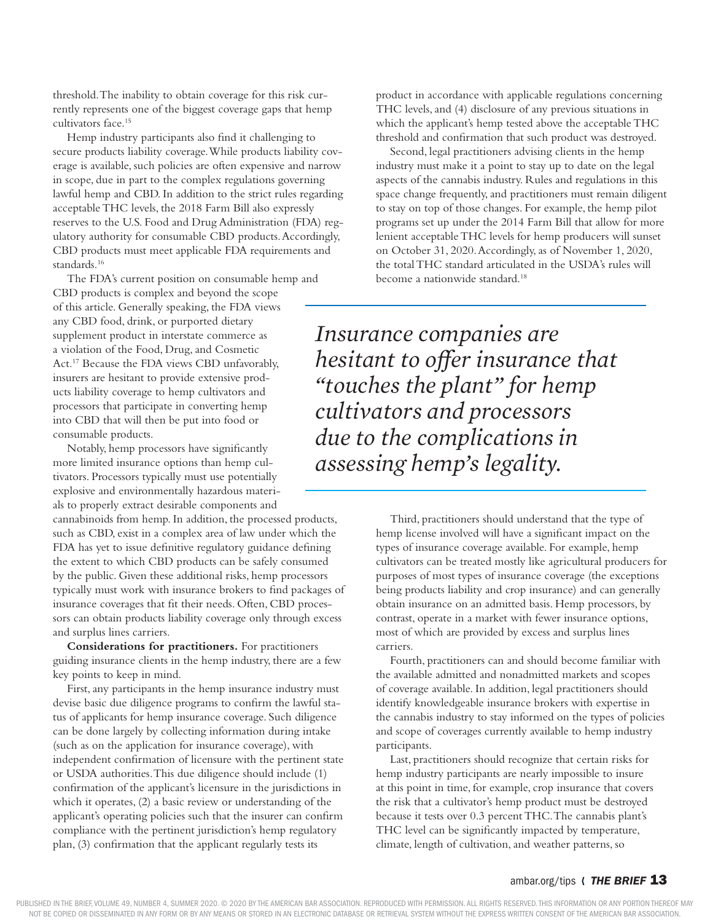threshold. The inability to obtain coverage for this risk currently represents one of the biggest coverage gaps that hemp cultivators face.[15]

Hemp industry participants also find it challenging to secure products liability coverage. While products liability coverage is available, such policies are often expensive and narrow in scope, due in part to the complex regulations governing lawful hemp and CBD. In addition to the strict rules regarding acceptable THC levels, the 2018 Farm Bill also expressly reserves to the U.S. Food and Drug Administration (FDA) regulatory authority for consumable CBD products. Accordingly, CBD products must meet applicable FDA requirements and standards.[16]

The FDA's current position on consumable hemp and CBD products is complex and beyond the scope of this article. Generally speaking, the FDA views any CBD food, drink, or purported dietary supplement product in interstate commerce as a violation of the Food, Drug, and Cosmetic Act.[17] Because the FDA views CBD unfavorably, insurers are hesitant to provide extensive products liability coverage to hemp cultivators and processors that participate in converting hemp into CBD that will then be put into food or consumable products.

Notably, hemp processors have significantly more limited insurance options than hemp cultivators. Processors typically must use potentially explosive and environmentally hazardous materials to properly extract desirable components and cannabinoids from hemp. In addition, the processed products, such as CBD, exist in a complex area of law under which the FDA has yet to issue definitive regulatory guidance defining the extent to which CBD products can be safely consumed by the public. Given these additional risks, hemp processors typically must work with insurance brokers to find packages of insurance coverages that fit their needs. Often, CBD processors can obtain products liability coverage only through excess and surplus lines carriers.

**Considerations for practitioners.** For practitioners guiding insurance clients in the hemp industry, there are a few key points to keep in mind.

First, any participants in the hemp insurance industry must devise basic due diligence programs to confirm the lawful status of applicants for hemp insurance coverage. Such diligence can be done largely by collecting information during intake (such as on the application for insurance coverage), with independent confirmation of licensure with the pertinent state or USDA authorities. This due diligence should include (1) confirmation of the applicant's licensure in the jurisdictions in which it operates, (2) a basic review or understanding of the applicant's operating policies such that the insurer can confirm compliance with the pertinent jurisdiction's hemp regulatory plan, (3) confirmation that the applicant regularly tests its product in accordance with applicable regulations concerning THC levels, and (4) disclosure of any previous situations in which the applicant's hemp tested above the acceptable THC threshold and confirmation that such product was destroyed.

Second, legal practitioners advising clients in the hemp industry must make it a point to stay up to date on the legal aspects of the cannabis industry. Rules and regulations in this space change frequently, and practitioners must remain diligent to stay on top of those changes. For example, the hemp pilot programs set up under the 2014 Farm Bill that allow for more lenient acceptable THC levels for hemp producers will sunset on October 31, 2020. Accordingly, as of November 1, 2020, the total THC standard articulated in the USDA's rules will become a nationwide standard.[18]

> *Insurance companies are hesitant to offer insurance that "touches the plant" for hemp cultivators and processors due to the complications in assessing hemp's legality.*

Third, practitioners should understand that the type of hemp license involved will have a significant impact on the types of insurance coverage available. For example, hemp cultivators can be treated mostly like agricultural producers for purposes of most types of insurance coverage (the exceptions being products liability and crop insurance) and can generally obtain insurance on an admitted basis. Hemp processors, by contrast, operate in a market with fewer insurance options, most of which are provided by excess and surplus lines carriers.

Fourth, practitioners can and should become familiar with the available admitted and nonadmitted markets and scopes of coverage available. In addition, legal practitioners should identify knowledgeable insurance brokers with expertise in the cannabis industry to stay informed on the types of policies and scope of coverages currently available to hemp industry participants.

Last, practitioners should recognize that certain risks for hemp industry participants are nearly impossible to insure at this point in time, for example, crop insurance that covers the risk that a cultivator's hemp product must be destroyed because it tests over 0.3 percent THC. The cannabis plant's THC level can be significantly impacted by temperature, climate, length of cultivation, and weather patterns, so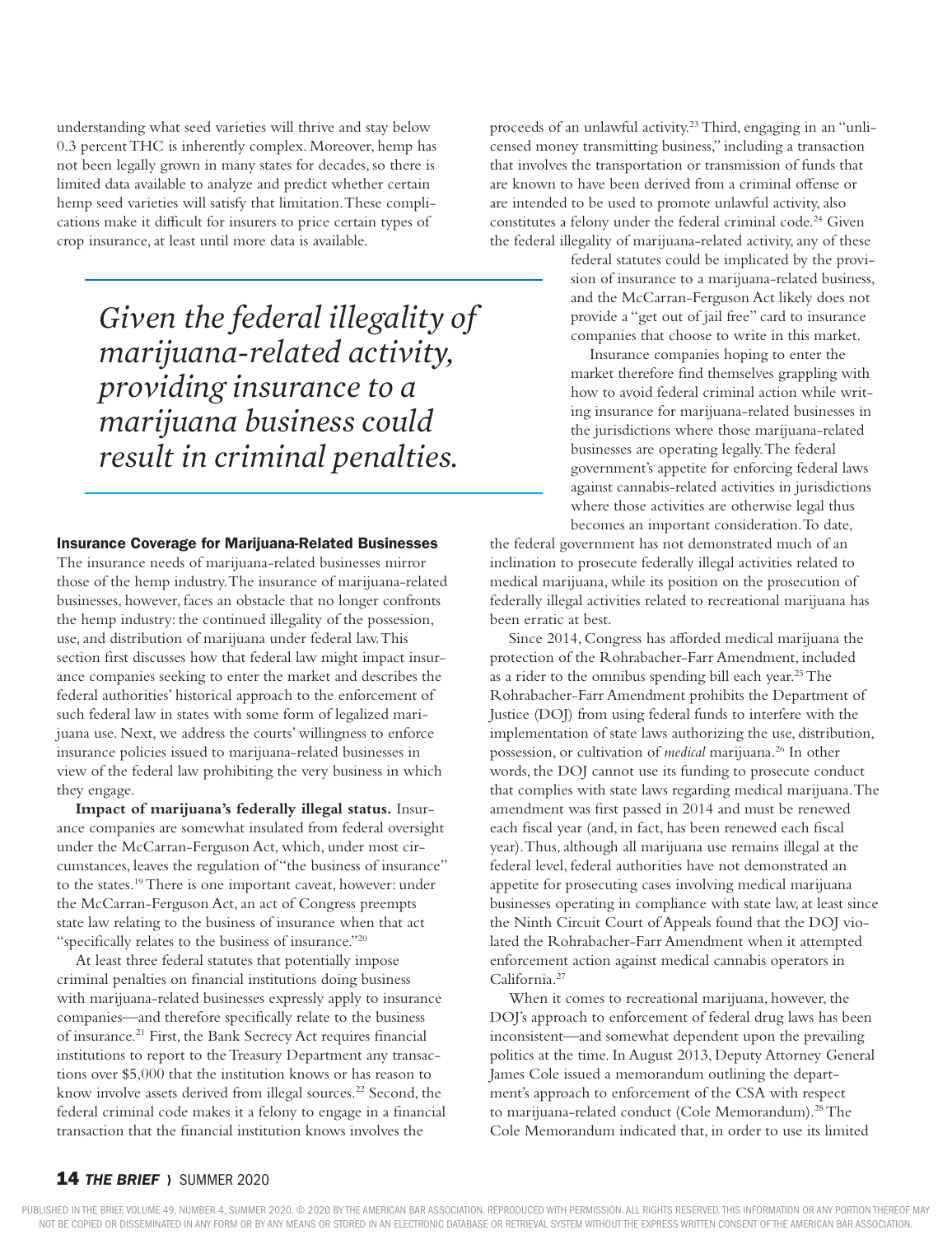understanding what seed varieties will thrive and stay below 0.3 percent THC is inherently complex. Moreover, hemp has not been legally grown in many states for decades, so there is limited data available to analyze and predict whether certain hemp seed varieties will satisfy that limitation. These complications make it difficult for insurers to price certain types of crop insurance, at least until more data is available.

> *Given the federal illegality of marijuana-related activity, providing insurance to a marijuana business could result in criminal penalties.*

### Insurance Coverage for Marijuana-Related Businesses

The insurance needs of marijuana-related businesses mirror those of the hemp industry. The insurance of marijuana-related businesses, however, faces an obstacle that no longer confronts the hemp industry: the continued illegality of the possession, use, and distribution of marijuana under federal law. This section first discusses how that federal law might impact insurance companies seeking to enter the market and describes the federal authorities' historical approach to the enforcement of such federal law in states with some form of legalized marijuana use. Next, we address the courts' willingness to enforce insurance policies issued to marijuana-related businesses in view of the federal law prohibiting the very business in which they engage.

**Impact of marijuana's federally illegal status.** Insurance companies are somewhat insulated from federal oversight under the McCarran-Ferguson Act, which, under most circumstances, leaves the regulation of "the business of insurance" to the states.[19] There is one important caveat, however: under the McCarran-Ferguson Act, an act of Congress preempts state law relating to the business of insurance when that act "specifically relates to the business of insurance."[20]

At least three federal statutes that potentially impose criminal penalties on financial institutions doing business with marijuana-related businesses expressly apply to insurance companies—and therefore specifically relate to the business of insurance.[21] First, the Bank Secrecy Act requires financial institutions to report to the Treasury Department any transactions over $5,000 that the institution knows or has reason to know involve assets derived from illegal sources.[22] Second, the federal criminal code makes it a felony to engage in a financial transaction that the financial institution knows involves the proceeds of an unlawful activity.[23] Third, engaging in an "unlicensed money transmitting business," including a transaction that involves the transportation or transmission of funds that are known to have been derived from a criminal offense or are intended to be used to promote unlawful activity, also constitutes a felony under the federal criminal code.[24] Given the federal illegality of marijuana-related activity, any of these federal statutes could be implicated by the provision of insurance to a marijuana-related business, and the McCarran-Ferguson Act likely does not provide a "get out of jail free" card to insurance companies that choose to write in this market.

Insurance companies hoping to enter the market therefore find themselves grappling with how to avoid federal criminal action while writing insurance for marijuana-related businesses in the jurisdictions where those marijuana-related businesses are operating legally. The federal government's appetite for enforcing federal laws against cannabis-related activities in jurisdictions where those activities are otherwise legal thus becomes an important consideration. To date, the federal government has not demonstrated much of an inclination to prosecute federally illegal activities related to medical marijuana, while its position on the prosecution of federally illegal activities related to recreational marijuana has been erratic at best.

Since 2014, Congress has afforded medical marijuana the protection of the Rohrabacher-Farr Amendment, included as a rider to the omnibus spending bill each year.[25] The Rohrabacher-Farr Amendment prohibits the Department of Justice (DOJ) from using federal funds to interfere with the implementation of state laws authorizing the use, distribution, possession, or cultivation of *medical* marijuana.[26] In other words, the DOJ cannot use its funding to prosecute conduct that complies with state laws regarding medical marijuana. The amendment was first passed in 2014 and must be renewed each fiscal year (and, in fact, has been renewed each fiscal year). Thus, although all marijuana use remains illegal at the federal level, federal authorities have not demonstrated an appetite for prosecuting cases involving medical marijuana businesses operating in compliance with state law, at least since the Ninth Circuit Court of Appeals found that the DOJ violated the Rohrabacher-Farr Amendment when it attempted enforcement action against medical cannabis operators in California.[27]

When it comes to recreational marijuana, however, the DOJ's approach to enforcement of federal drug laws has been inconsistent—and somewhat dependent upon the prevailing politics at the time. In August 2013, Deputy Attorney General James Cole issued a memorandum outlining the department's approach to enforcement of the CSA with respect to marijuana-related conduct (Cole Memorandum).[28] The Cole Memorandum indicated that, in order to use its limited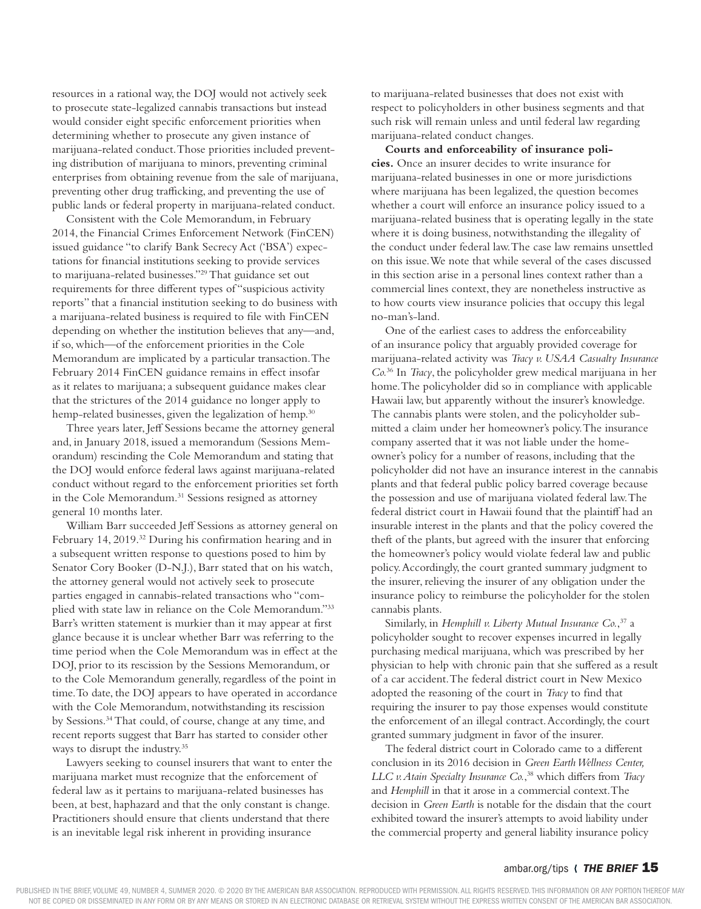resources in a rational way, the DOJ would not actively seek to prosecute state-legalized cannabis transactions but instead would consider eight specific enforcement priorities when determining whether to prosecute any given instance of marijuana-related conduct. Those priorities included preventing distribution of marijuana to minors, preventing criminal enterprises from obtaining revenue from the sale of marijuana, preventing other drug trafficking, and preventing the use of public lands or federal property in marijuana-related conduct.

Consistent with the Cole Memorandum, in February 2014, the Financial Crimes Enforcement Network (FinCEN) issued guidance "to clarify Bank Secrecy Act ('BSA') expectations for financial institutions seeking to provide services to marijuana-related businesses."[29] That guidance set out requirements for three different types of "suspicious activity reports" that a financial institution seeking to do business with a marijuana-related business is required to file with FinCEN depending on whether the institution believes that any—and, if so, which—of the enforcement priorities in the Cole Memorandum are implicated by a particular transaction. The February 2014 FinCEN guidance remains in effect insofar as it relates to marijuana; a subsequent guidance makes clear that the strictures of the 2014 guidance no longer apply to hemp-related businesses, given the legalization of hemp.[30]

Three years later, Jeff Sessions became the attorney general and, in January 2018, issued a memorandum (Sessions Memorandum) rescinding the Cole Memorandum and stating that the DOJ would enforce federal laws against marijuana-related conduct without regard to the enforcement priorities set forth in the Cole Memorandum.[31] Sessions resigned as attorney general 10 months later.

William Barr succeeded Jeff Sessions as attorney general on February 14, 2019.[32] During his confirmation hearing and in a subsequent written response to questions posed to him by Senator Cory Booker (D-N.J.), Barr stated that on his watch, the attorney general would not actively seek to prosecute parties engaged in cannabis-related transactions who "complied with state law in reliance on the Cole Memorandum."[33] Barr's written statement is murkier than it may appear at first glance because it is unclear whether Barr was referring to the time period when the Cole Memorandum was in effect at the DOJ, prior to its rescission by the Sessions Memorandum, or to the Cole Memorandum generally, regardless of the point in time. To date, the DOJ appears to have operated in accordance with the Cole Memorandum, notwithstanding its rescission by Sessions.[34] That could, of course, change at any time, and recent reports suggest that Barr has started to consider other ways to disrupt the industry.[35]

Lawyers seeking to counsel insurers that want to enter the marijuana market must recognize that the enforcement of federal law as it pertains to marijuana-related businesses has been, at best, haphazard and that the only constant is change. Practitioners should ensure that clients understand that there is an inevitable legal risk inherent in providing insurance to marijuana-related businesses that does not exist with respect to policyholders in other business segments and that such risk will remain unless and until federal law regarding marijuana-related conduct changes.

**Courts and enforceability of insurance policies.** Once an insurer decides to write insurance for marijuana-related businesses in one or more jurisdictions where marijuana has been legalized, the question becomes whether a court will enforce an insurance policy issued to a marijuana-related business that is operating legally in the state where it is doing business, notwithstanding the illegality of the conduct under federal law. The case law remains unsettled on this issue. We note that while several of the cases discussed in this section arise in a personal lines context rather than a commercial lines context, they are nonetheless instructive as to how courts view insurance policies that occupy this legal no-man's-land.

One of the earliest cases to address the enforceability of an insurance policy that arguably provided coverage for marijuana-related activity was *Tracy v. USAA Casualty Insurance Co.*[36] In *Tracy*, the policyholder grew medical marijuana in her home. The policyholder did so in compliance with applicable Hawaii law, but apparently without the insurer's knowledge. The cannabis plants were stolen, and the policyholder submitted a claim under her homeowner's policy. The insurance company asserted that it was not liable under the homeowner's policy for a number of reasons, including that the policyholder did not have an insurance interest in the cannabis plants and that federal public policy barred coverage because the possession and use of marijuana violated federal law. The federal district court in Hawaii found that the plaintiff had an insurable interest in the plants and that the policy covered the theft of the plants, but agreed with the insurer that enforcing the homeowner's policy would violate federal law and public policy. Accordingly, the court granted summary judgment to the insurer, relieving the insurer of any obligation under the insurance policy to reimburse the policyholder for the stolen cannabis plants.

Similarly, in *Hemphill v. Liberty Mutual Insurance Co.*,[37] a policyholder sought to recover expenses incurred in legally purchasing medical marijuana, which was prescribed by her physician to help with chronic pain that she suffered as a result of a car accident. The federal district court in New Mexico adopted the reasoning of the court in *Tracy* to find that requiring the insurer to pay those expenses would constitute the enforcement of an illegal contract. Accordingly, the court granted summary judgment in favor of the insurer.

The federal district court in Colorado came to a different conclusion in its 2016 decision in *Green Earth Wellness Center, LLC v. Atain Specialty Insurance Co.*,[38] which differs from *Tracy* and *Hemphill* in that it arose in a commercial context. The decision in *Green Earth* is notable for the disdain that the court exhibited toward the insurer's attempts to avoid liability under the commercial property and general liability insurance policy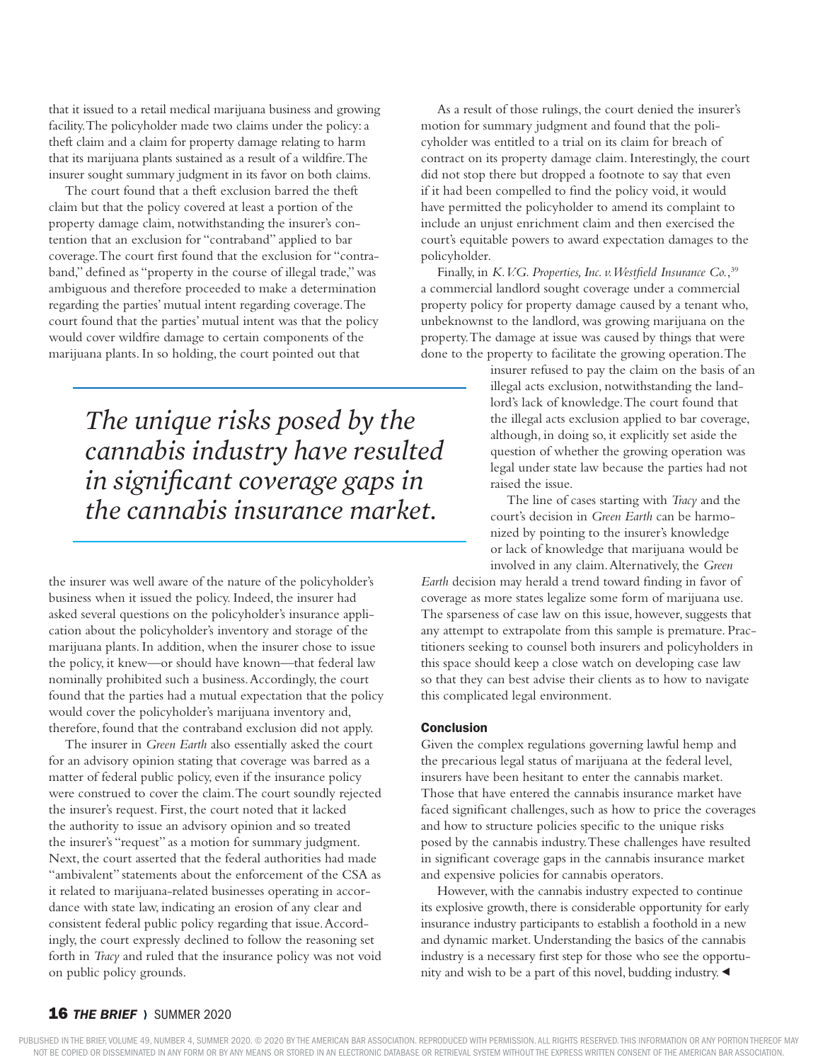that it issued to a retail medical marijuana business and growing facility. The policyholder made two claims under the policy: a theft claim and a claim for property damage relating to harm that its marijuana plants sustained as a result of a wildfire. The insurer sought summary judgment in its favor on both claims.

The court found that a theft exclusion barred the theft claim but that the policy covered at least a portion of the property damage claim, notwithstanding the insurer's contention that an exclusion for "contraband" applied to bar coverage. The court first found that the exclusion for "contraband," defined as "property in the course of illegal trade," was ambiguous and therefore proceeded to make a determination regarding the parties' mutual intent regarding coverage. The court found that the parties' mutual intent was that the policy would cover wildfire damage to certain components of the marijuana plants. In so holding, the court pointed out that the insurer was well aware of the nature of the policyholder's business when it issued the policy. Indeed, the insurer had asked several questions on the policyholder's insurance application about the policyholder's inventory and storage of the marijuana plants. In addition, when the insurer chose to issue the policy, it knew—or should have known—that federal law nominally prohibited such a business. Accordingly, the court found that the parties had a mutual expectation that the policy would cover the policyholder's marijuana inventory and, therefore, found that the contraband exclusion did not apply.

*The unique risks posed by the cannabis industry have resulted in significant coverage gaps in the cannabis insurance market.*

The insurer in *Green Earth* also essentially asked the court for an advisory opinion stating that coverage was barred as a matter of federal public policy, even if the insurance policy were construed to cover the claim. The court soundly rejected the insurer's request. First, the court noted that it lacked the authority to issue an advisory opinion and so treated the insurer's "request" as a motion for summary judgment. Next, the court asserted that the federal authorities had made "ambivalent" statements about the enforcement of the CSA as it related to marijuana-related businesses operating in accordance with state law, indicating an erosion of any clear and consistent federal public policy regarding that issue. Accordingly, the court expressly declined to follow the reasoning set forth in *Tracy* and ruled that the insurance policy was not void on public policy grounds.

As a result of those rulings, the court denied the insurer's motion for summary judgment and found that the policyholder was entitled to a trial on its claim for breach of contract on its property damage claim. Interestingly, the court did not stop there but dropped a footnote to say that even if it had been compelled to find the policy void, it would have permitted the policyholder to amend its complaint to include an unjust enrichment claim and then exercised the court's equitable powers to award expectation damages to the policyholder.

Finally, in *K.V.G. Properties, Inc. v. Westfield Insurance Co.*,[39] a commercial landlord sought coverage under a commercial property policy for property damage caused by a tenant who, unbeknownst to the landlord, was growing marijuana on the property. The damage at issue was caused by things that were done to the property to facilitate the growing operation. The insurer refused to pay the claim on the basis of an illegal acts exclusion, notwithstanding the landlord's lack of knowledge. The court found that the illegal acts exclusion applied to bar coverage, although, in doing so, it explicitly set aside the question of whether the growing operation was legal under state law because the parties had not raised the issue.

The line of cases starting with *Tracy* and the court's decision in *Green Earth* can be harmonized by pointing to the insurer's knowledge or lack of knowledge that marijuana would be involved in any claim. Alternatively, the *Green Earth* decision may herald a trend toward finding in favor of coverage as more states legalize some form of marijuana use. The sparseness of case law on this issue, however, suggests that any attempt to extrapolate from this sample is premature. Practitioners seeking to counsel both insurers and policyholders in this space should keep a close watch on developing case law so that they can best advise their clients as to how to navigate this complicated legal environment.

## Conclusion

Given the complex regulations governing lawful hemp and the precarious legal status of marijuana at the federal level, insurers have been hesitant to enter the cannabis market. Those that have entered the cannabis insurance market have faced significant challenges, such as how to price the coverages and how to structure policies specific to the unique risks posed by the cannabis industry. These challenges have resulted in significant coverage gaps in the cannabis insurance market and expensive policies for cannabis operators.

However, with the cannabis industry expected to continue its explosive growth, there is considerable opportunity for early insurance industry participants to establish a foothold in a new and dynamic market. Understanding the basics of the cannabis industry is a necessary first step for those who see the opportunity and wish to be a part of this novel, budding industry. ◀

PUBLISHED IN THE BRIEF, VOLUME 49, NUMBER 4, SUMMER 2020. © 2020 BY THE AMERICAN BAR ASSOCIATION. REPRODUCED WITH PERMISSION. ALL RIGHTS RESERVED. THIS INFORMATION OR ANY PORTION THEREOF MAY NOT BE COPIED OR DISSEMINATED IN ANY FORM OR BY ANY MEANS OR STORED IN AN ELECTRONIC DATABASE OR RETRIEVAL SYSTEM WITHOUT THE EXPRESS WRITTEN CONSENT OF THE AMERICAN BAR ASSOCIATION.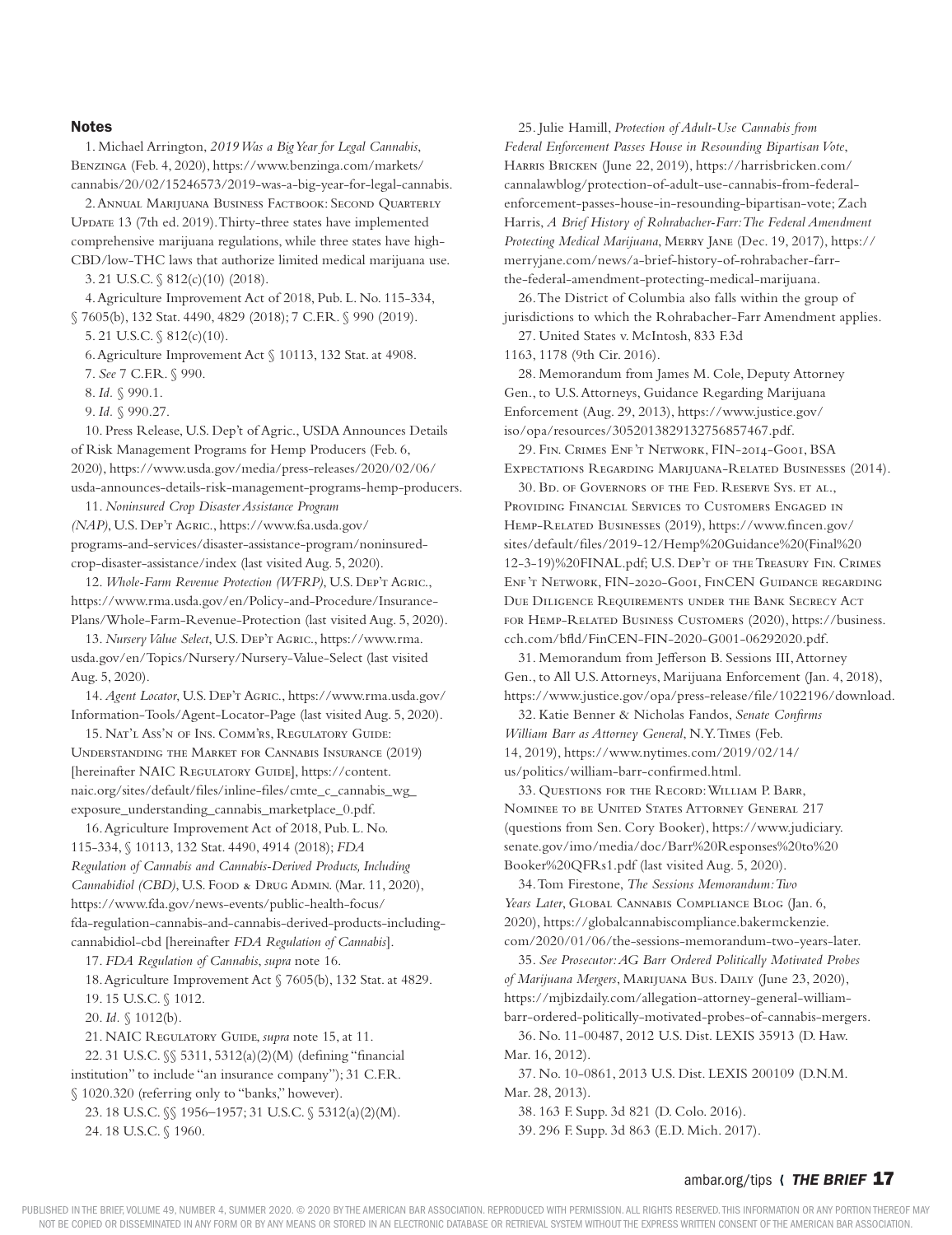## Notes

1. Michael Arrington, *2019 Was a Big Year for Legal Cannabis*, Benzinga (Feb. 4, 2020), https://www.benzinga.com/markets/cannabis/20/02/15246573/2019-was-a-big-year-for-legal-cannabis.

2. Annual Marijuana Business Factbook: Second Quarterly Update 13 (7th ed. 2019). Thirty-three states have implemented comprehensive marijuana regulations, while three states have high-CBD/low-THC laws that authorize limited medical marijuana use.

3. 21 U.S.C. § 812(c)(10) (2018).

4. Agriculture Improvement Act of 2018, Pub. L. No. 115-334, § 7605(b), 132 Stat. 4490, 4829 (2018); 7 C.F.R. § 990 (2019).

5. 21 U.S.C. § 812(c)(10).

6. Agriculture Improvement Act § 10113, 132 Stat. at 4908.

7. *See* 7 C.F.R. § 990.

8. *Id.* § 990.1.

9. *Id.* § 990.27.

10. Press Release, U.S. Dep't of Agric., USDA Announces Details of Risk Management Programs for Hemp Producers (Feb. 6, 2020), https://www.usda.gov/media/press-releases/2020/02/06/usda-announces-details-risk-management-programs-hemp-producers.

11. *Noninsured Crop Disaster Assistance Program (NAP)*, U.S. Dep't Agric., https://www.fsa.usda.gov/programs-and-services/disaster-assistance-program/noninsured-crop-disaster-assistance/index (last visited Aug. 5, 2020).

12. *Whole-Farm Revenue Protection (WFRP)*, U.S. Dep't Agric., https://www.rma.usda.gov/en/Policy-and-Procedure/Insurance-Plans/Whole-Farm-Revenue-Protection (last visited Aug. 5, 2020).

13. *Nursery Value Select*, U.S. Dep't Agric., https://www.rma.usda.gov/en/Topics/Nursery/Nursery-Value-Select (last visited Aug. 5, 2020).

14. *Agent Locator*, U.S. Dep't Agric., https://www.rma.usda.gov/Information-Tools/Agent-Locator-Page (last visited Aug. 5, 2020).

15. Nat'l Ass'n of Ins. Comm'rs, Regulatory Guide: Understanding the Market for Cannabis Insurance (2019) [hereinafter NAIC Regulatory Guide], https://content.naic.org/sites/default/files/inline-files/cmte_c_cannabis_wg_exposure_understanding_cannabis_marketplace_0.pdf.

16. Agriculture Improvement Act of 2018, Pub. L. No. 115-334, § 10113, 132 Stat. 4490, 4914 (2018); *FDA Regulation of Cannabis and Cannabis-Derived Products, Including Cannabidiol (CBD)*, U.S. Food & Drug Admin. (Mar. 11, 2020), https://www.fda.gov/news-events/public-health-focus/fda-regulation-cannabis-and-cannabis-derived-products-including-cannabidiol-cbd [hereinafter *FDA Regulation of Cannabis*].

17. *FDA Regulation of Cannabis*, *supra* note 16.

18. Agriculture Improvement Act § 7605(b), 132 Stat. at 4829.

19. 15 U.S.C. § 1012.

20. *Id.* § 1012(b).

21. NAIC Regulatory Guide, *supra* note 15, at 11.

22. 31 U.S.C. §§ 5311, 5312(a)(2)(M) (defining "financial institution" to include "an insurance company"); 31 C.F.R. § 1020.320 (referring only to "banks," however).

23. 18 U.S.C. §§ 1956–1957; 31 U.S.C. § 5312(a)(2)(M).

24. 18 U.S.C. § 1960.

25. Julie Hamill, *Protection of Adult-Use Cannabis from Federal Enforcement Passes House in Resounding Bipartisan Vote*, Harris Bricken (June 22, 2019), https://harrisbricken.com/cannalawblog/protection-of-adult-use-cannabis-from-federal-enforcement-passes-house-in-resounding-bipartisan-vote; Zach Harris, *A Brief History of Rohrabacher-Farr: The Federal Amendment Protecting Medical Marijuana*, Merry Jane (Dec. 19, 2017), https://merryjane.com/news/a-brief-history-of-rohrabacher-farr-the-federal-amendment-protecting-medical-marijuana.

26. The District of Columbia also falls within the group of jurisdictions to which the Rohrabacher-Farr Amendment applies.

27. United States v. McIntosh, 833 F.3d 1163, 1178 (9th Cir. 2016).

28. Memorandum from James M. Cole, Deputy Attorney Gen., to U.S. Attorneys, Guidance Regarding Marijuana Enforcement (Aug. 29, 2013), https://www.justice.gov/iso/opa/resources/3052013829132756857467.pdf.

29. Fin. Crimes Enf't Network, FIN-2014-G001, BSA Expectations Regarding Marijuana-Related Businesses (2014).

30. Bd. of Governors of the Fed. Reserve Sys. et al., Providing Financial Services to Customers Engaged in Hemp-Related Businesses (2019), https://www.fincen.gov/sites/default/files/2019-12/Hemp%20Guidance%20(Final%2012-3-19)%20FINAL.pdf; U.S. Dep't of the Treasury Fin. Crimes Enf't Network, FIN-2020-G001, FinCEN Guidance regarding Due Diligence Requirements under the Bank Secrecy Act for Hemp-Related Business Customers (2020), https://business.cch.com/bfld/FinCEN-FIN-2020-G001-06292020.pdf.

31. Memorandum from Jefferson B. Sessions III, Attorney Gen., to All U.S. Attorneys, Marijuana Enforcement (Jan. 4, 2018), https://www.justice.gov/opa/press-release/file/1022196/download.

32. Katie Benner & Nicholas Fandos, *Senate Confirms William Barr as Attorney General*, N.Y. Times (Feb. 14, 2019), https://www.nytimes.com/2019/02/14/us/politics/william-barr-confirmed.html.

33. Questions for the Record: William P. Barr, Nominee to be United States Attorney General 217 (questions from Sen. Cory Booker), https://www.judiciary.senate.gov/imo/media/doc/Barr%20Responses%20to%20Booker%20QFRs1.pdf (last visited Aug. 5, 2020).

34. Tom Firestone, *The Sessions Memorandum: Two Years Later*, Global Cannabis Compliance Blog (Jan. 6, 2020), https://globalcannabiscompliance.bakermckenzie.com/2020/01/06/the-sessions-memorandum-two-years-later.

35. *See Prosecutor: AG Barr Ordered Politically Motivated Probes of Marijuana Mergers*, Marijuana Bus. Daily (June 23, 2020), https://mjbizdaily.com/allegation-attorney-general-william-barr-ordered-politically-motivated-probes-of-cannabis-mergers.

36. No. 11-00487, 2012 U.S. Dist. LEXIS 35913 (D. Haw. Mar. 16, 2012).

37. No. 10-0861, 2013 U.S. Dist. LEXIS 200109 (D.N.M. Mar. 28, 2013).

38. 163 F. Supp. 3d 821 (D. Colo. 2016).

39. 296 F. Supp. 3d 863 (E.D. Mich. 2017).

PUBLISHED IN THE BRIEF, VOLUME 49, NUMBER 4, SUMMER 2020. © 2020 BY THE AMERICAN BAR ASSOCIATION. REPRODUCED WITH PERMISSION. ALL RIGHTS RESERVED. THIS INFORMATION OR ANY PORTION THEREOF MAY NOT BE COPIED OR DISSEMINATED IN ANY FORM OR BY ANY MEANS OR STORED IN AN ELECTRONIC DATABASE OR RETRIEVAL SYSTEM WITHOUT THE EXPRESS WRITTEN CONSENT OF THE AMERICAN BAR ASSOCIATION.